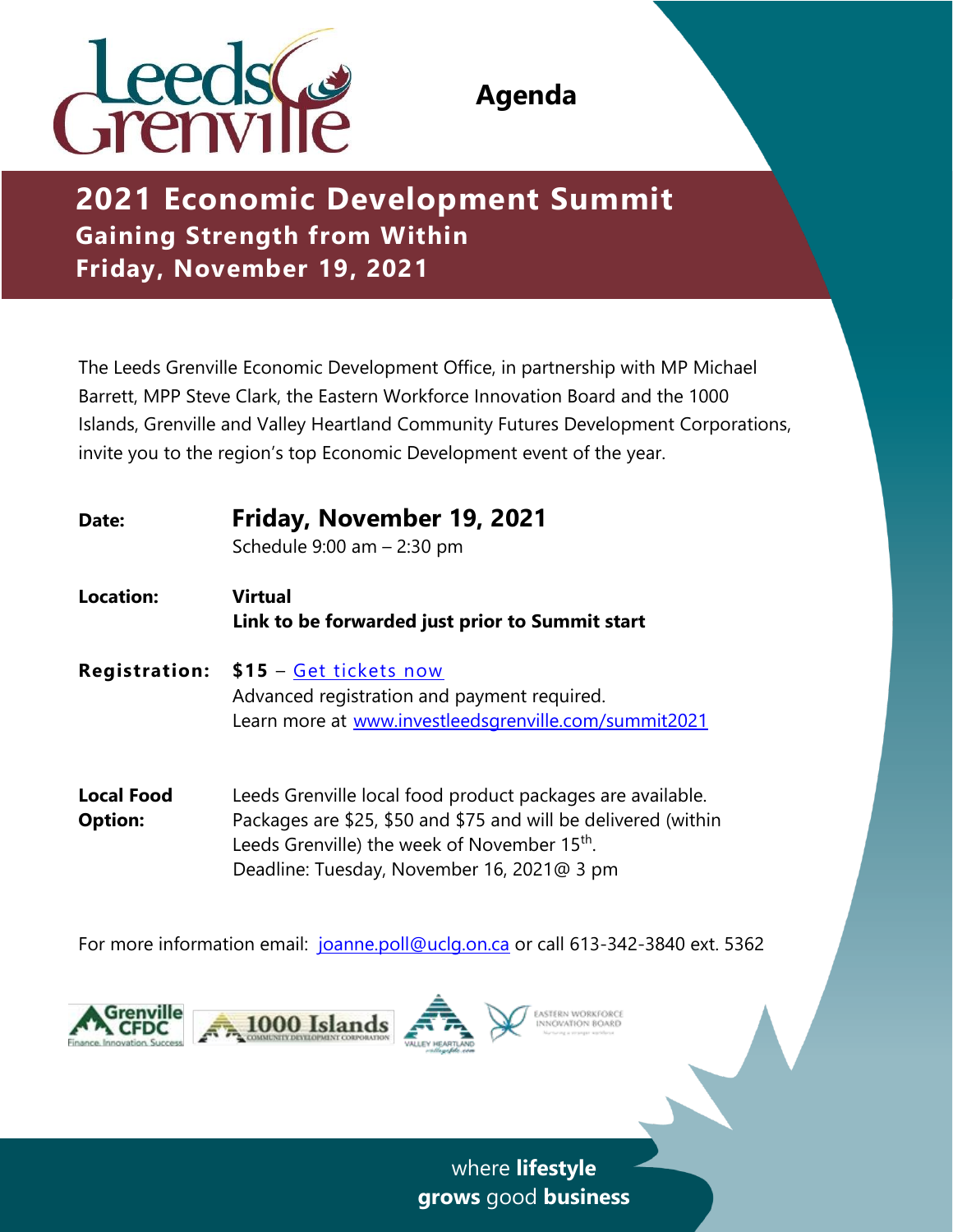# Agenda

## 2021 Economic Development Summit

### Gaining Strength from Within

### Friday, November 19, 2021

The Leeds Grenville Economic Development Office, in partnership with MP Michael Barrett, MPP Steve Clark, the Eastern Workforce Innovation Board and the 1000 Islands, Grenville and Valley Heartland Community Futures Development Corporations, invite you to the region's top Economic Development event of the year.

**Date:** **Friday, November 19, 2021**
Schedule 9:00 am – 2:30 pm

**Location:** **Virtual**
**Link to be forwarded just prior to Summit start**

**Registration:** **$15** – Get tickets now
Advanced registration and payment required.
Learn more at www.investleedsgrenville.com/summit2021

**Local Food Option:** Leeds Grenville local food product packages are available. Packages are $25, $50 and $75 and will be delivered (within Leeds Grenville) the week of November 15th.
Deadline: Tuesday, November 16, 2021@ 3 pm

For more information email: joanne.poll@uclg.on.ca or call 613-342-3840 ext. 5362

where **lifestyle** **grows** good **business**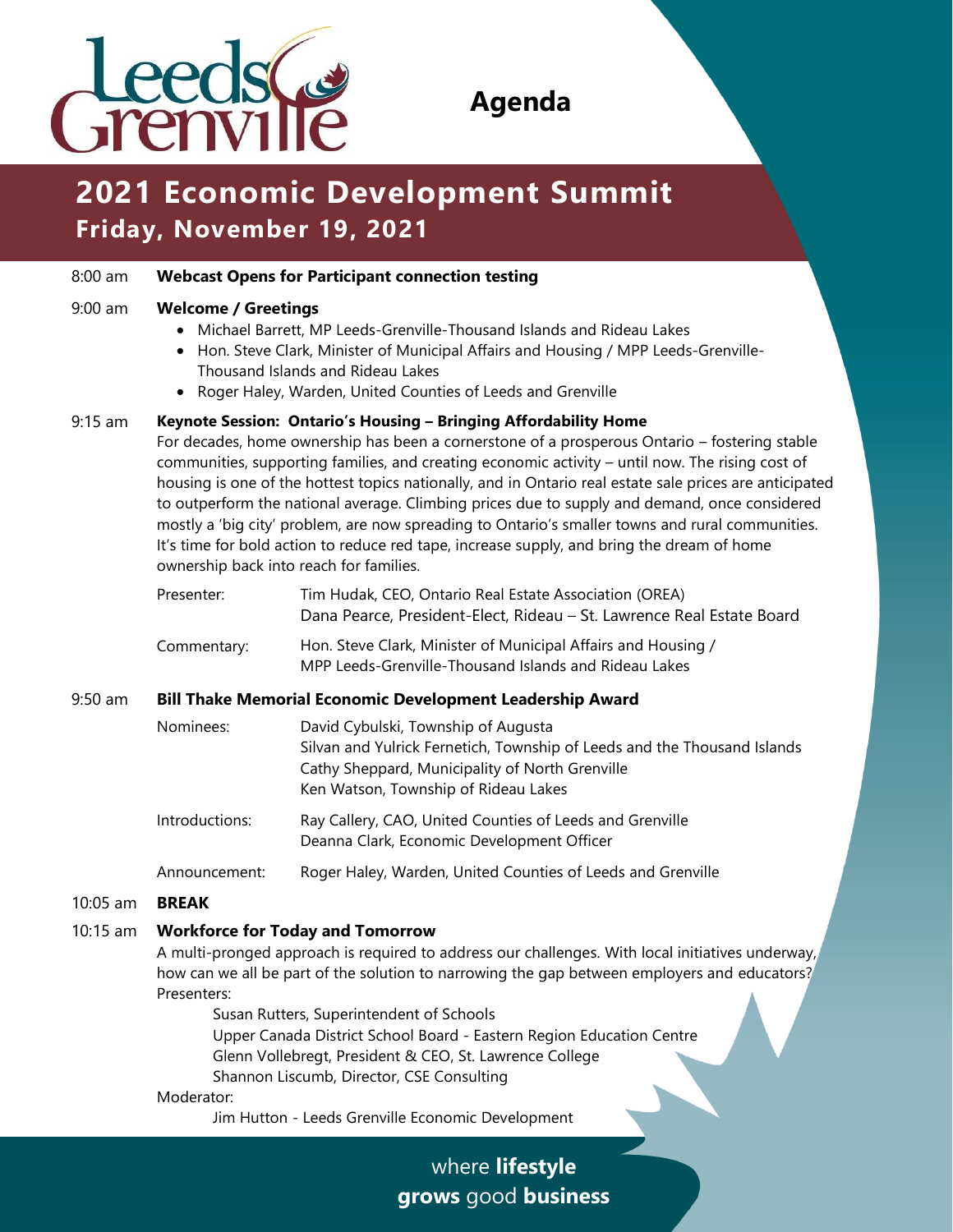Leeds Grenville

# Agenda

## 2021 Economic Development Summit
### Friday, November 19, 2021

8:00 am **Webcast Opens for Participant connection testing**

9:00 am **Welcome / Greetings**

- Michael Barrett, MP Leeds-Grenville-Thousand Islands and Rideau Lakes
- Hon. Steve Clark, Minister of Municipal Affairs and Housing / MPP Leeds-Grenville-Thousand Islands and Rideau Lakes
- Roger Haley, Warden, United Counties of Leeds and Grenville

9:15 am **Keynote Session: Ontario's Housing – Bringing Affordability Home**

For decades, home ownership has been a cornerstone of a prosperous Ontario – fostering stable communities, supporting families, and creating economic activity – until now. The rising cost of housing is one of the hottest topics nationally, and in Ontario real estate sale prices are anticipated to outperform the national average. Climbing prices due to supply and demand, once considered mostly a 'big city' problem, are now spreading to Ontario's smaller towns and rural communities. It's time for bold action to reduce red tape, increase supply, and bring the dream of home ownership back into reach for families.

Presenter: Tim Hudak, CEO, Ontario Real Estate Association (OREA)
Dana Pearce, President-Elect, Rideau – St. Lawrence Real Estate Board

Commentary: Hon. Steve Clark, Minister of Municipal Affairs and Housing / MPP Leeds-Grenville-Thousand Islands and Rideau Lakes

9:50 am **Bill Thake Memorial Economic Development Leadership Award**

Nominees:
David Cybulski, Township of Augusta
Silvan and Yulrick Fernetich, Township of Leeds and the Thousand Islands
Cathy Sheppard, Municipality of North Grenville
Ken Watson, Township of Rideau Lakes

Introductions:
Ray Callery, CAO, United Counties of Leeds and Grenville
Deanna Clark, Economic Development Officer

Announcement: Roger Haley, Warden, United Counties of Leeds and Grenville

10:05 am **BREAK**

10:15 am **Workforce for Today and Tomorrow**

A multi-pronged approach is required to address our challenges. With local initiatives underway, how can we all be part of the solution to narrowing the gap between employers and educators?

Presenters:
Susan Rutters, Superintendent of Schools
Upper Canada District School Board - Eastern Region Education Centre
Glenn Vollebregt, President & CEO, St. Lawrence College
Shannon Liscumb, Director, CSE Consulting

Moderator:
Jim Hutton - Leeds Grenville Economic Development

where **lifestyle**
**grows** good **business**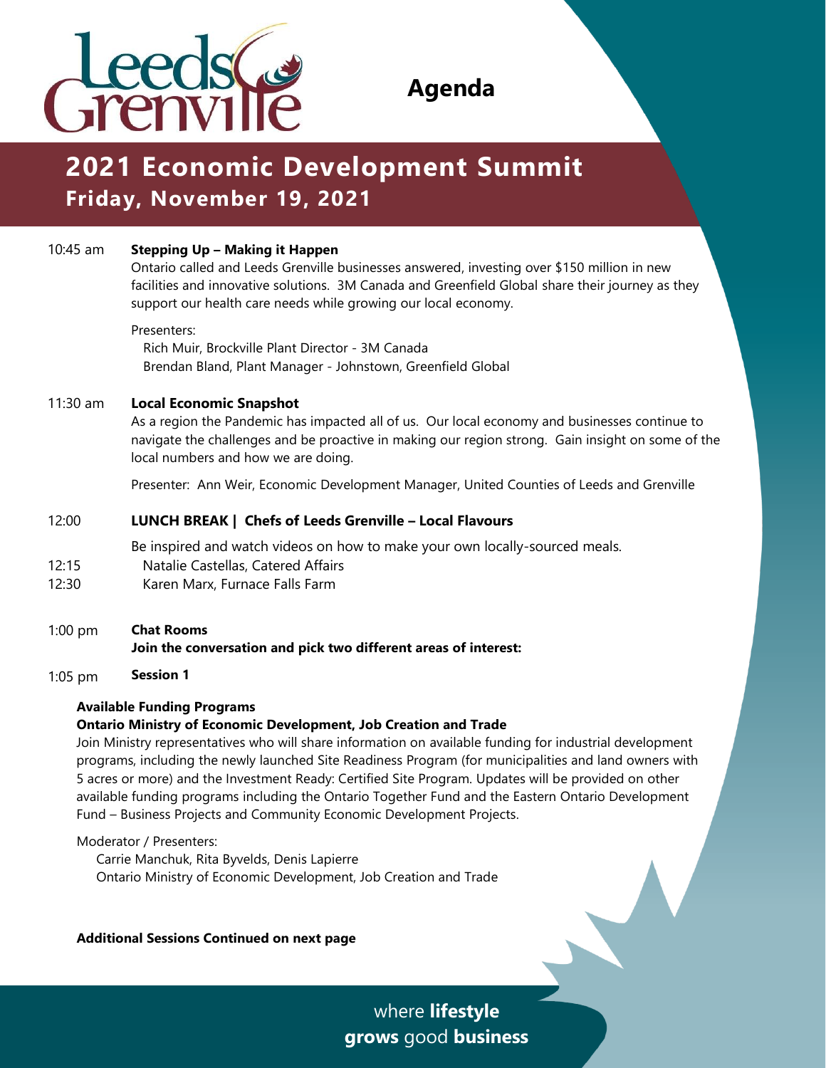# Agenda

## 2021 Economic Development Summit

### Friday, November 19, 2021

10:45 am **Stepping Up – Making it Happen**

Ontario called and Leeds Grenville businesses answered, investing over $150 million in new facilities and innovative solutions. 3M Canada and Greenfield Global share their journey as they support our health care needs while growing our local economy.

Presenters:
Rich Muir, Brockville Plant Director - 3M Canada
Brendan Bland, Plant Manager - Johnstown, Greenfield Global

11:30 am **Local Economic Snapshot**

As a region the Pandemic has impacted all of us. Our local economy and businesses continue to navigate the challenges and be proactive in making our region strong. Gain insight on some of the local numbers and how we are doing.

Presenter: Ann Weir, Economic Development Manager, United Counties of Leeds and Grenville

12:00 **LUNCH BREAK | Chefs of Leeds Grenville – Local Flavours**

Be inspired and watch videos on how to make your own locally-sourced meals.

12:15 Natalie Castellas, Catered Affairs
12:30 Karen Marx, Furnace Falls Farm

1:00 pm **Chat Rooms**
**Join the conversation and pick two different areas of interest:**

1:05 pm **Session 1**

**Available Funding Programs**
**Ontario Ministry of Economic Development, Job Creation and Trade**

Join Ministry representatives who will share information on available funding for industrial development programs, including the newly launched Site Readiness Program (for municipalities and land owners with 5 acres or more) and the Investment Ready: Certified Site Program. Updates will be provided on other available funding programs including the Ontario Together Fund and the Eastern Ontario Development Fund – Business Projects and Community Economic Development Projects.

Moderator / Presenters:
Carrie Manchuk, Rita Byvelds, Denis Lapierre
Ontario Ministry of Economic Development, Job Creation and Trade

**Additional Sessions Continued on next page**

where **lifestyle** **grows** good **business**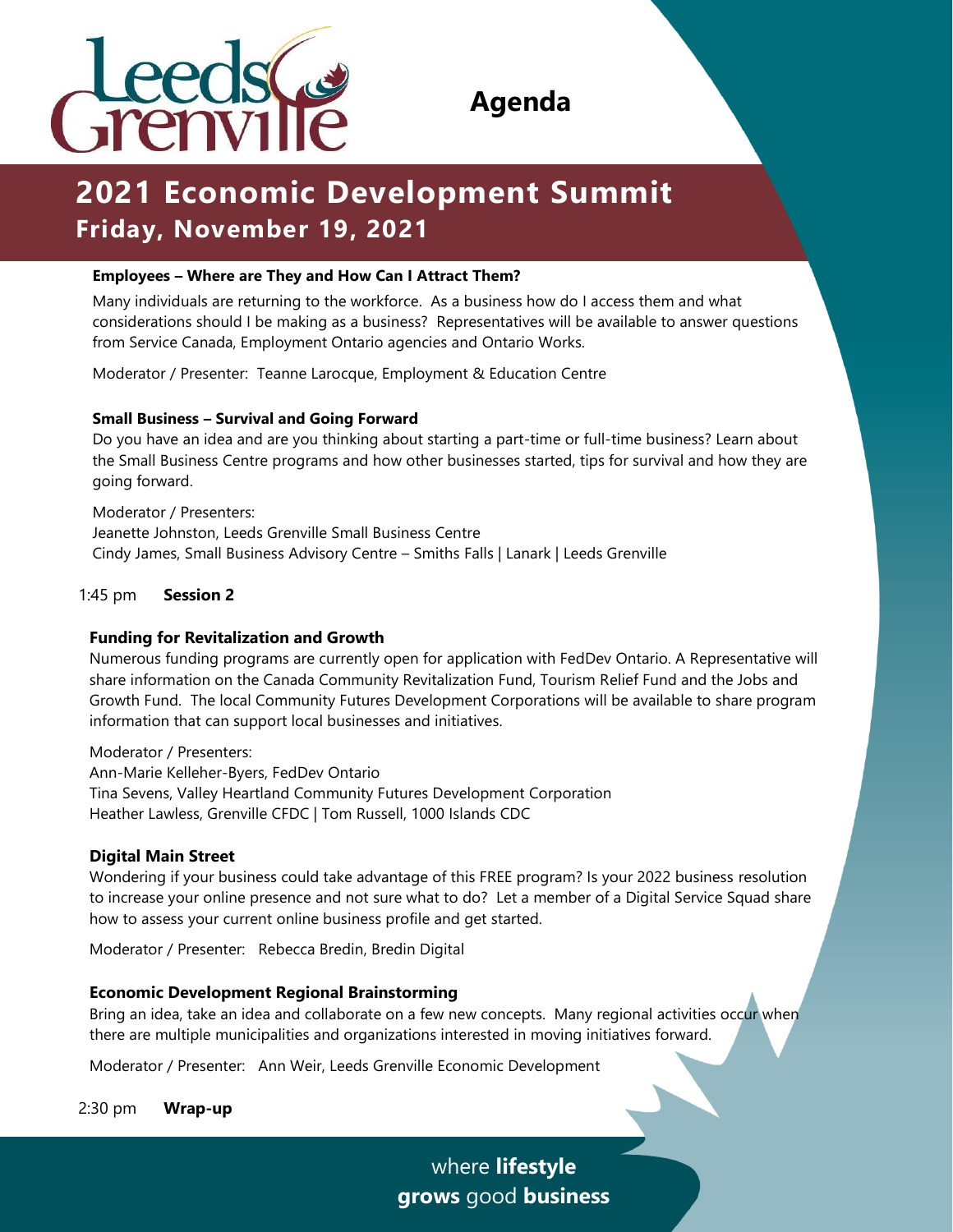# Agenda

## 2021 Economic Development Summit

### Friday, November 19, 2021

**Employees – Where are They and How Can I Attract Them?**

Many individuals are returning to the workforce. As a business how do I access them and what considerations should I be making as a business? Representatives will be available to answer questions from Service Canada, Employment Ontario agencies and Ontario Works.

Moderator / Presenter: Teanne Larocque, Employment & Education Centre

**Small Business – Survival and Going Forward**

Do you have an idea and are you thinking about starting a part-time or full-time business? Learn about the Small Business Centre programs and how other businesses started, tips for survival and how they are going forward.

Moderator / Presenters:
Jeanette Johnston, Leeds Grenville Small Business Centre
Cindy James, Small Business Advisory Centre – Smiths Falls | Lanark | Leeds Grenville

1:45 pm **Session 2**

**Funding for Revitalization and Growth**

Numerous funding programs are currently open for application with FedDev Ontario. A Representative will share information on the Canada Community Revitalization Fund, Tourism Relief Fund and the Jobs and Growth Fund. The local Community Futures Development Corporations will be available to share program information that can support local businesses and initiatives.

Moderator / Presenters:
Ann-Marie Kelleher-Byers, FedDev Ontario
Tina Sevens, Valley Heartland Community Futures Development Corporation
Heather Lawless, Grenville CFDC | Tom Russell, 1000 Islands CDC

**Digital Main Street**

Wondering if your business could take advantage of this FREE program? Is your 2022 business resolution to increase your online presence and not sure what to do? Let a member of a Digital Service Squad share how to assess your current online business profile and get started.

Moderator / Presenter: Rebecca Bredin, Bredin Digital

**Economic Development Regional Brainstorming**

Bring an idea, take an idea and collaborate on a few new concepts. Many regional activities occur when there are multiple municipalities and organizations interested in moving initiatives forward.

Moderator / Presenter: Ann Weir, Leeds Grenville Economic Development

2:30 pm **Wrap-up**

where **lifestyle** **grows** good **business**